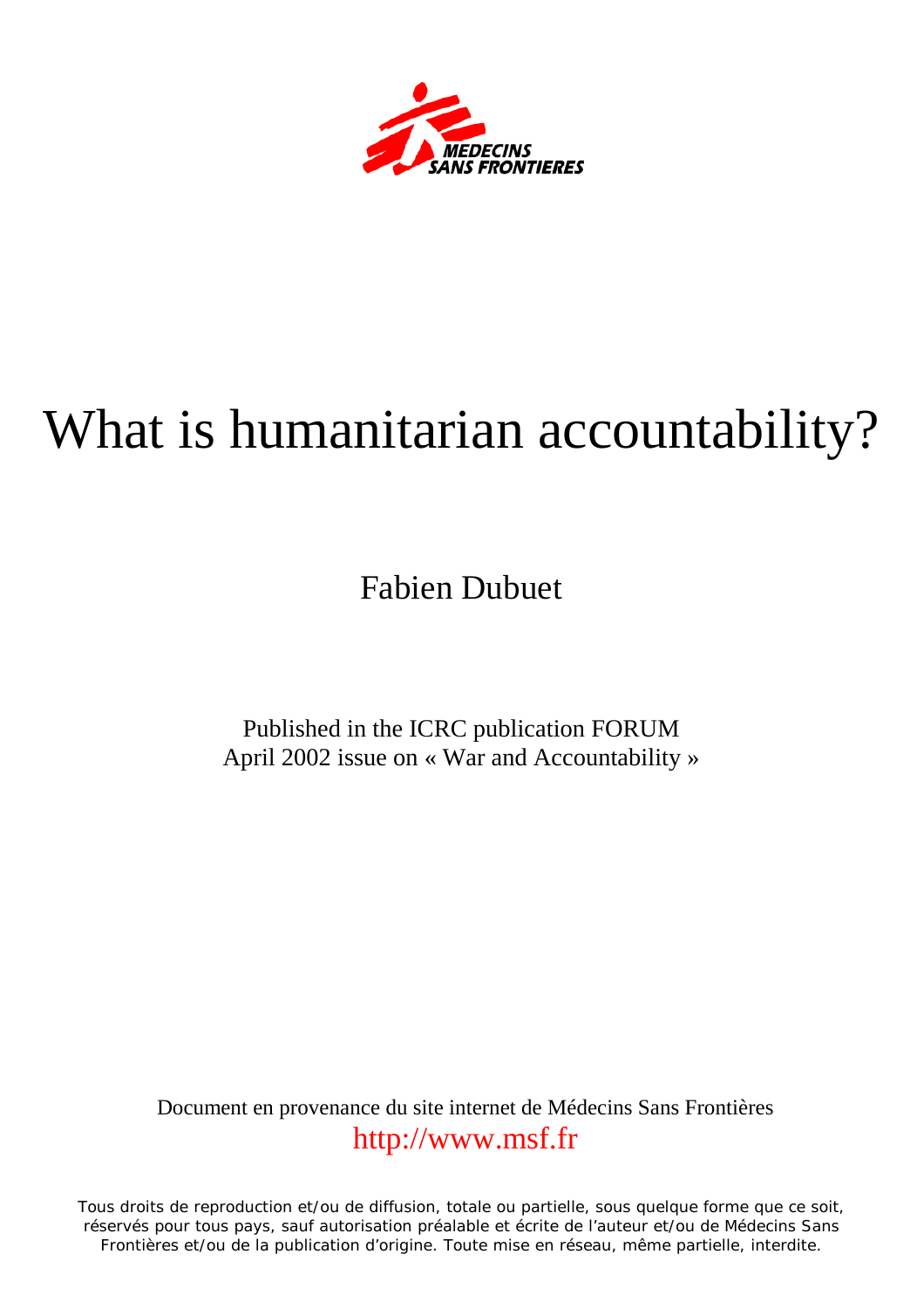MEDECINS SANS FRONTIERES

# What is humanitarian accountability?

Fabien Dubuet

Published in the ICRC publication FORUM
April 2002 issue on « War and Accountability »

Document en provenance du site internet de Médecins Sans Frontières
http://www.msf.fr

Tous droits de reproduction et/ou de diffusion, totale ou partielle, sous quelque forme que ce soit, réservés pour tous pays, sauf autorisation préalable et écrite de l'auteur et/ou de Médecins Sans Frontières et/ou de la publication d'origine. Toute mise en réseau, même partielle, interdite.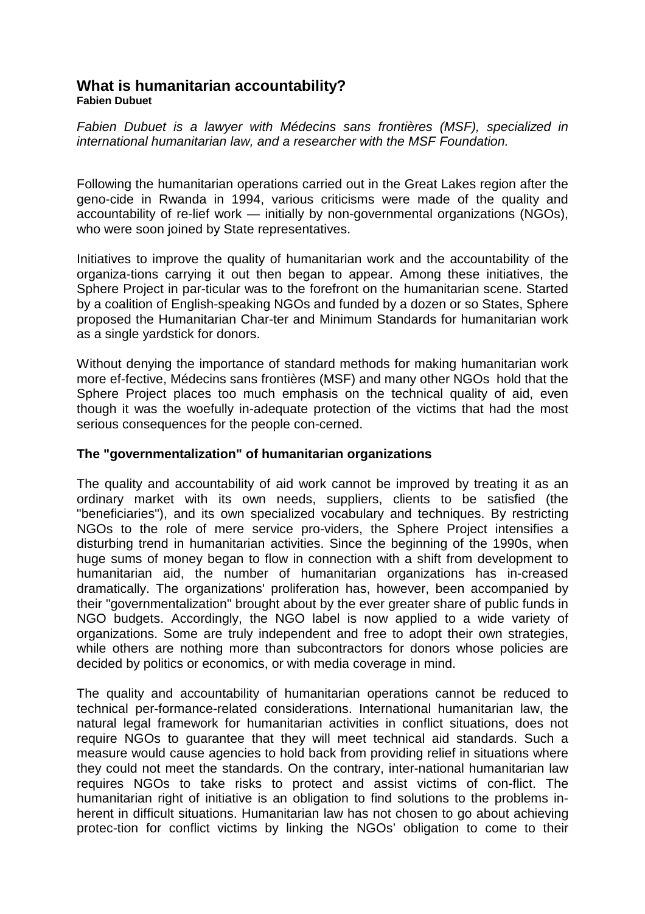# What is humanitarian accountability?

**Fabien Dubuet**

*Fabien Dubuet is a lawyer with Médecins sans frontières (MSF), specialized in international humanitarian law, and a researcher with the MSF Foundation.*

Following the humanitarian operations carried out in the Great Lakes region after the geno-cide in Rwanda in 1994, various criticisms were made of the quality and accountability of re-lief work — initially by non-governmental organizations (NGOs), who were soon joined by State representatives.

Initiatives to improve the quality of humanitarian work and the accountability of the organiza-tions carrying it out then began to appear. Among these initiatives, the Sphere Project in par-ticular was to the forefront on the humanitarian scene. Started by a coalition of English-speaking NGOs and funded by a dozen or so States, Sphere proposed the Humanitarian Char-ter and Minimum Standards for humanitarian work as a single yardstick for donors.

Without denying the importance of standard methods for making humanitarian work more ef-fective, Médecins sans frontières (MSF) and many other NGOs hold that the Sphere Project places too much emphasis on the technical quality of aid, even though it was the woefully in-adequate protection of the victims that had the most serious consequences for the people con-cerned.

## The "governmentalization" of humanitarian organizations

The quality and accountability of aid work cannot be improved by treating it as an ordinary market with its own needs, suppliers, clients to be satisfied (the "beneficiaries"), and its own specialized vocabulary and techniques. By restricting NGOs to the role of mere service pro-viders, the Sphere Project intensifies a disturbing trend in humanitarian activities. Since the beginning of the 1990s, when huge sums of money began to flow in connection with a shift from development to humanitarian aid, the number of humanitarian organizations has in-creased dramatically. The organizations' proliferation has, however, been accompanied by their "governmentalization" brought about by the ever greater share of public funds in NGO budgets. Accordingly, the NGO label is now applied to a wide variety of organizations. Some are truly independent and free to adopt their own strategies, while others are nothing more than subcontractors for donors whose policies are decided by politics or economics, or with media coverage in mind.

The quality and accountability of humanitarian operations cannot be reduced to technical per-formance-related considerations. International humanitarian law, the natural legal framework for humanitarian activities in conflict situations, does not require NGOs to guarantee that they will meet technical aid standards. Such a measure would cause agencies to hold back from providing relief in situations where they could not meet the standards. On the contrary, inter-national humanitarian law requires NGOs to take risks to protect and assist victims of con-flict. The humanitarian right of initiative is an obligation to find solutions to the problems in-herent in difficult situations. Humanitarian law has not chosen to go about achieving protec-tion for conflict victims by linking the NGOs' obligation to come to their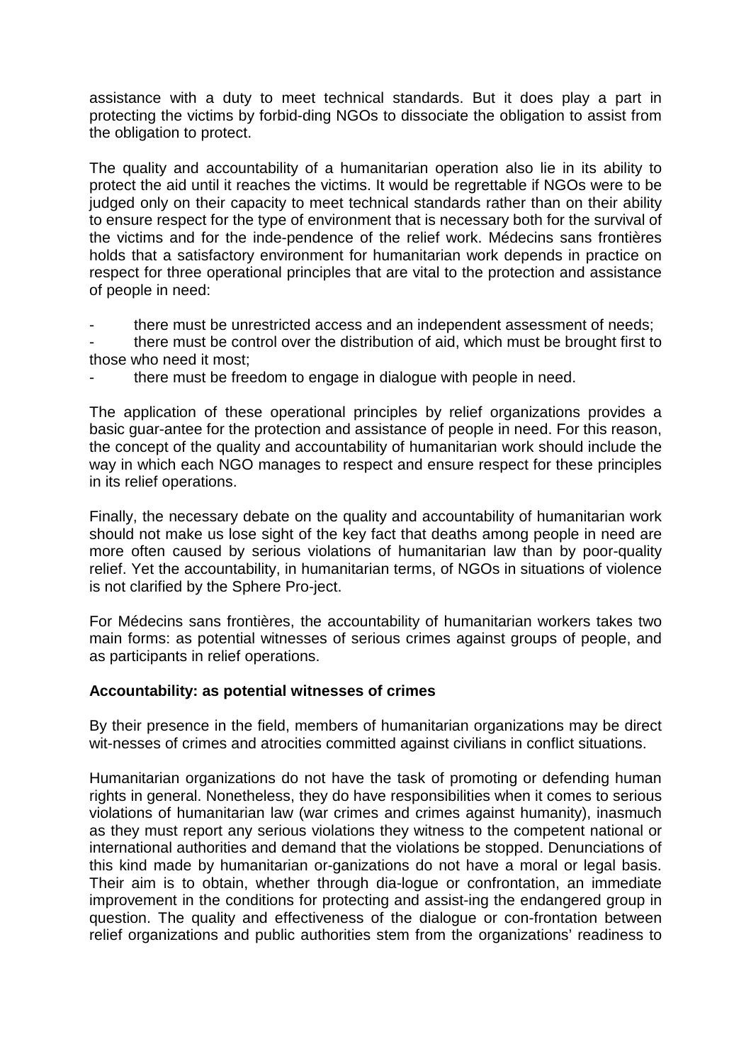assistance with a duty to meet technical standards. But it does play a part in protecting the victims by forbid-ding NGOs to dissociate the obligation to assist from the obligation to protect.

The quality and accountability of a humanitarian operation also lie in its ability to protect the aid until it reaches the victims. It would be regrettable if NGOs were to be judged only on their capacity to meet technical standards rather than on their ability to ensure respect for the type of environment that is necessary both for the survival of the victims and for the inde-pendence of the relief work. Médecins sans frontières holds that a satisfactory environment for humanitarian work depends in practice on respect for three operational principles that are vital to the protection and assistance of people in need:

- there must be unrestricted access and an independent assessment of needs;
- there must be control over the distribution of aid, which must be brought first to those who need it most;
- there must be freedom to engage in dialogue with people in need.

The application of these operational principles by relief organizations provides a basic guar-antee for the protection and assistance of people in need. For this reason, the concept of the quality and accountability of humanitarian work should include the way in which each NGO manages to respect and ensure respect for these principles in its relief operations.

Finally, the necessary debate on the quality and accountability of humanitarian work should not make us lose sight of the key fact that deaths among people in need are more often caused by serious violations of humanitarian law than by poor-quality relief. Yet the accountability, in humanitarian terms, of NGOs in situations of violence is not clarified by the Sphere Pro-ject.

For Médecins sans frontières, the accountability of humanitarian workers takes two main forms: as potential witnesses of serious crimes against groups of people, and as participants in relief operations.

**Accountability: as potential witnesses of crimes**

By their presence in the field, members of humanitarian organizations may be direct wit-nesses of crimes and atrocities committed against civilians in conflict situations.

Humanitarian organizations do not have the task of promoting or defending human rights in general. Nonetheless, they do have responsibilities when it comes to serious violations of humanitarian law (war crimes and crimes against humanity), inasmuch as they must report any serious violations they witness to the competent national or international authorities and demand that the violations be stopped. Denunciations of this kind made by humanitarian or-ganizations do not have a moral or legal basis. Their aim is to obtain, whether through dia-logue or confrontation, an immediate improvement in the conditions for protecting and assist-ing the endangered group in question. The quality and effectiveness of the dialogue or con-frontation between relief organizations and public authorities stem from the organizations' readiness to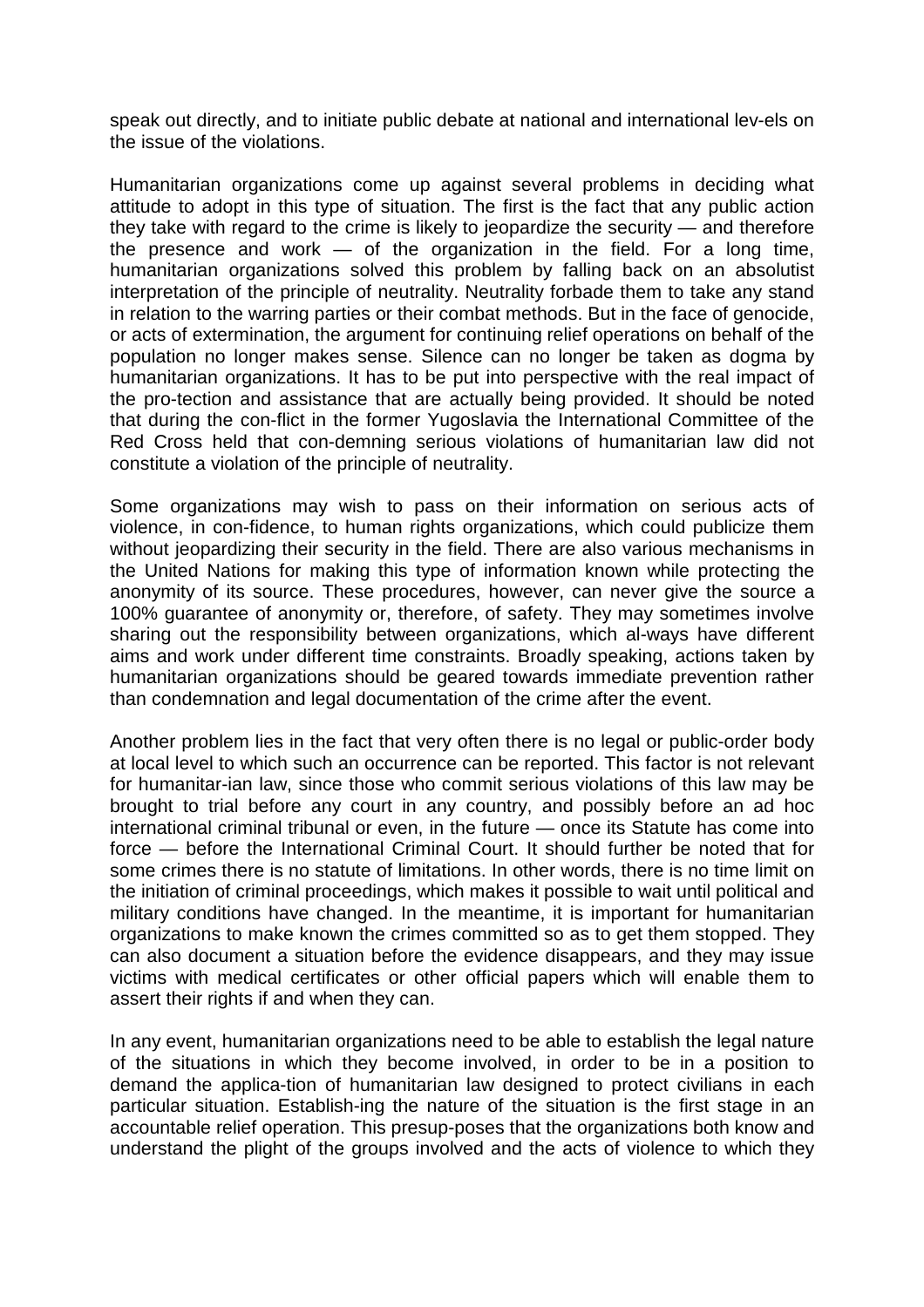speak out directly, and to initiate public debate at national and international lev-els on the issue of the violations.

Humanitarian organizations come up against several problems in deciding what attitude to adopt in this type of situation. The first is the fact that any public action they take with regard to the crime is likely to jeopardize the security — and therefore the presence and work — of the organization in the field. For a long time, humanitarian organizations solved this problem by falling back on an absolutist interpretation of the principle of neutrality. Neutrality forbade them to take any stand in relation to the warring parties or their combat methods. But in the face of genocide, or acts of extermination, the argument for continuing relief operations on behalf of the population no longer makes sense. Silence can no longer be taken as dogma by humanitarian organizations. It has to be put into perspective with the real impact of the pro-tection and assistance that are actually being provided. It should be noted that during the con-flict in the former Yugoslavia the International Committee of the Red Cross held that con-demning serious violations of humanitarian law did not constitute a violation of the principle of neutrality.

Some organizations may wish to pass on their information on serious acts of violence, in con-fidence, to human rights organizations, which could publicize them without jeopardizing their security in the field. There are also various mechanisms in the United Nations for making this type of information known while protecting the anonymity of its source. These procedures, however, can never give the source a 100% guarantee of anonymity or, therefore, of safety. They may sometimes involve sharing out the responsibility between organizations, which al-ways have different aims and work under different time constraints. Broadly speaking, actions taken by humanitarian organizations should be geared towards immediate prevention rather than condemnation and legal documentation of the crime after the event.

Another problem lies in the fact that very often there is no legal or public-order body at local level to which such an occurrence can be reported. This factor is not relevant for humanitar-ian law, since those who commit serious violations of this law may be brought to trial before any court in any country, and possibly before an ad hoc international criminal tribunal or even, in the future — once its Statute has come into force — before the International Criminal Court. It should further be noted that for some crimes there is no statute of limitations. In other words, there is no time limit on the initiation of criminal proceedings, which makes it possible to wait until political and military conditions have changed. In the meantime, it is important for humanitarian organizations to make known the crimes committed so as to get them stopped. They can also document a situation before the evidence disappears, and they may issue victims with medical certificates or other official papers which will enable them to assert their rights if and when they can.

In any event, humanitarian organizations need to be able to establish the legal nature of the situations in which they become involved, in order to be in a position to demand the applica-tion of humanitarian law designed to protect civilians in each particular situation. Establish-ing the nature of the situation is the first stage in an accountable relief operation. This presup-poses that the organizations both know and understand the plight of the groups involved and the acts of violence to which they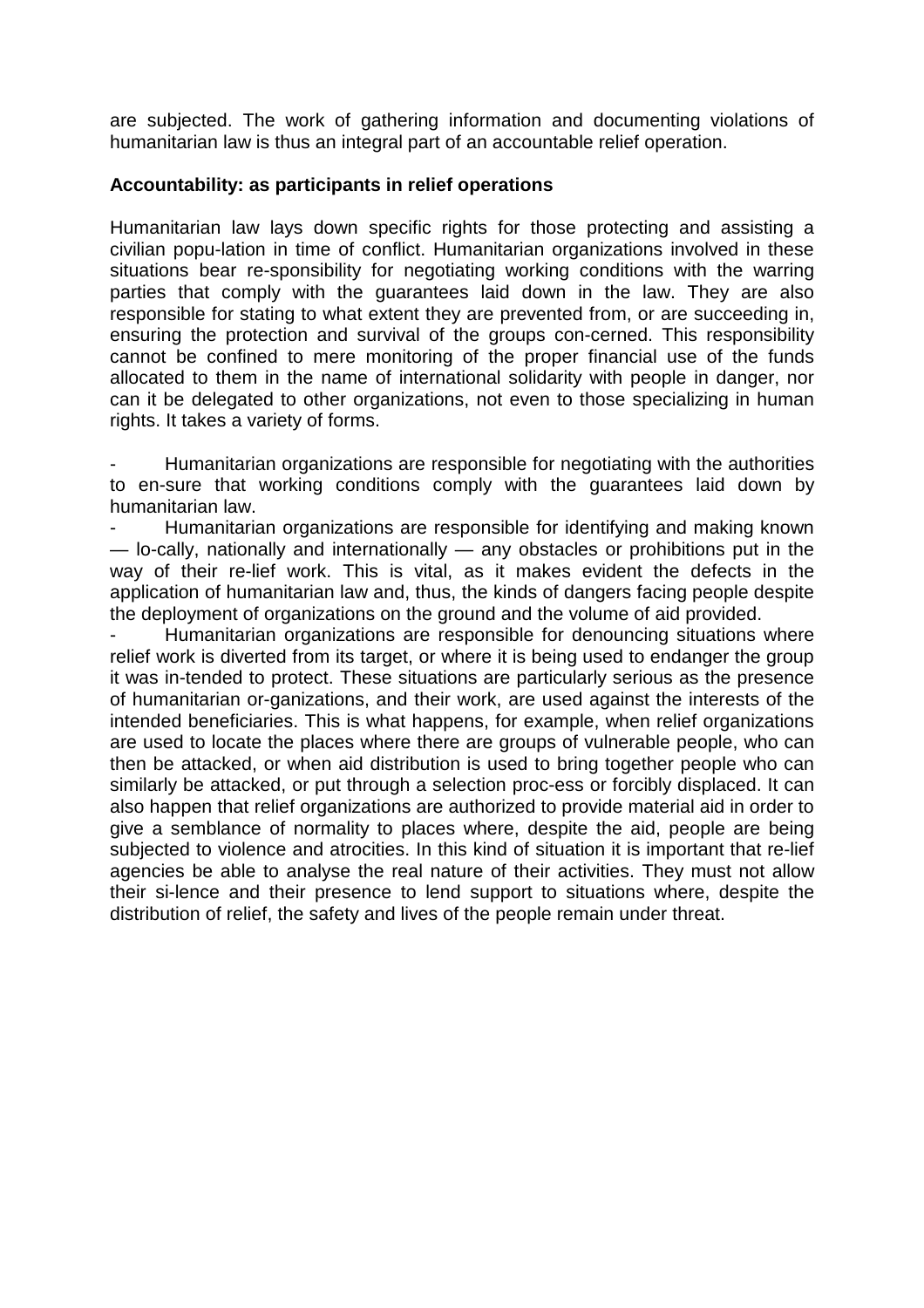are subjected. The work of gathering information and documenting violations of humanitarian law is thus an integral part of an accountable relief operation.

**Accountability: as participants in relief operations**

Humanitarian law lays down specific rights for those protecting and assisting a civilian popu-lation in time of conflict. Humanitarian organizations involved in these situations bear re-sponsibility for negotiating working conditions with the warring parties that comply with the guarantees laid down in the law. They are also responsible for stating to what extent they are prevented from, or are succeeding in, ensuring the protection and survival of the groups con-cerned. This responsibility cannot be confined to mere monitoring of the proper financial use of the funds allocated to them in the name of international solidarity with people in danger, nor can it be delegated to other organizations, not even to those specializing in human rights. It takes a variety of forms.

- Humanitarian organizations are responsible for negotiating with the authorities to en-sure that working conditions comply with the guarantees laid down by humanitarian law.
- Humanitarian organizations are responsible for identifying and making known — lo-cally, nationally and internationally — any obstacles or prohibitions put in the way of their re-lief work. This is vital, as it makes evident the defects in the application of humanitarian law and, thus, the kinds of dangers facing people despite the deployment of organizations on the ground and the volume of aid provided.
- Humanitarian organizations are responsible for denouncing situations where relief work is diverted from its target, or where it is being used to endanger the group it was in-tended to protect. These situations are particularly serious as the presence of humanitarian or-ganizations, and their work, are used against the interests of the intended beneficiaries. This is what happens, for example, when relief organizations are used to locate the places where there are groups of vulnerable people, who can then be attacked, or when aid distribution is used to bring together people who can similarly be attacked, or put through a selection proc-ess or forcibly displaced. It can also happen that relief organizations are authorized to provide material aid in order to give a semblance of normality to places where, despite the aid, people are being subjected to violence and atrocities. In this kind of situation it is important that re-lief agencies be able to analyse the real nature of their activities. They must not allow their si-lence and their presence to lend support to situations where, despite the distribution of relief, the safety and lives of the people remain under threat.